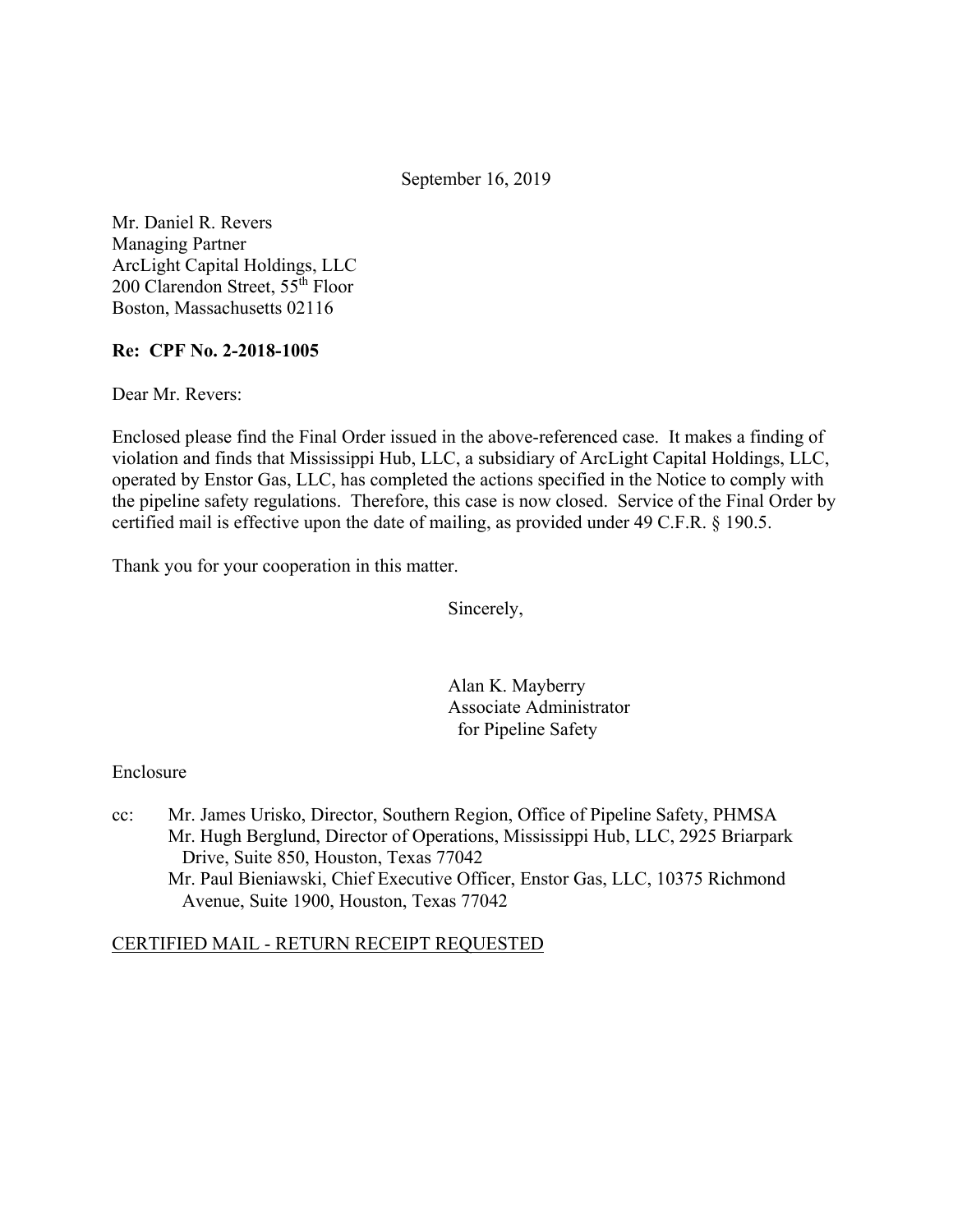September 16, 2019

Mr. Daniel R. Revers
Managing Partner
ArcLight Capital Holdings, LLC
200 Clarendon Street, 55th Floor
Boston, Massachusetts 02116

**Re: CPF No. 2-2018-1005**

Dear Mr. Revers:

Enclosed please find the Final Order issued in the above-referenced case. It makes a finding of violation and finds that Mississippi Hub, LLC, a subsidiary of ArcLight Capital Holdings, LLC, operated by Enstor Gas, LLC, has completed the actions specified in the Notice to comply with the pipeline safety regulations. Therefore, this case is now closed. Service of the Final Order by certified mail is effective upon the date of mailing, as provided under 49 C.F.R. § 190.5.

Thank you for your cooperation in this matter.

Sincerely,

Alan K. Mayberry
Associate Administrator
for Pipeline Safety

Enclosure

cc: Mr. James Urisko, Director, Southern Region, Office of Pipeline Safety, PHMSA
Mr. Hugh Berglund, Director of Operations, Mississippi Hub, LLC, 2925 Briarpark Drive, Suite 850, Houston, Texas 77042
Mr. Paul Bieniawski, Chief Executive Officer, Enstor Gas, LLC, 10375 Richmond Avenue, Suite 1900, Houston, Texas 77042

<u>CERTIFIED MAIL - RETURN RECEIPT REQUESTED</u>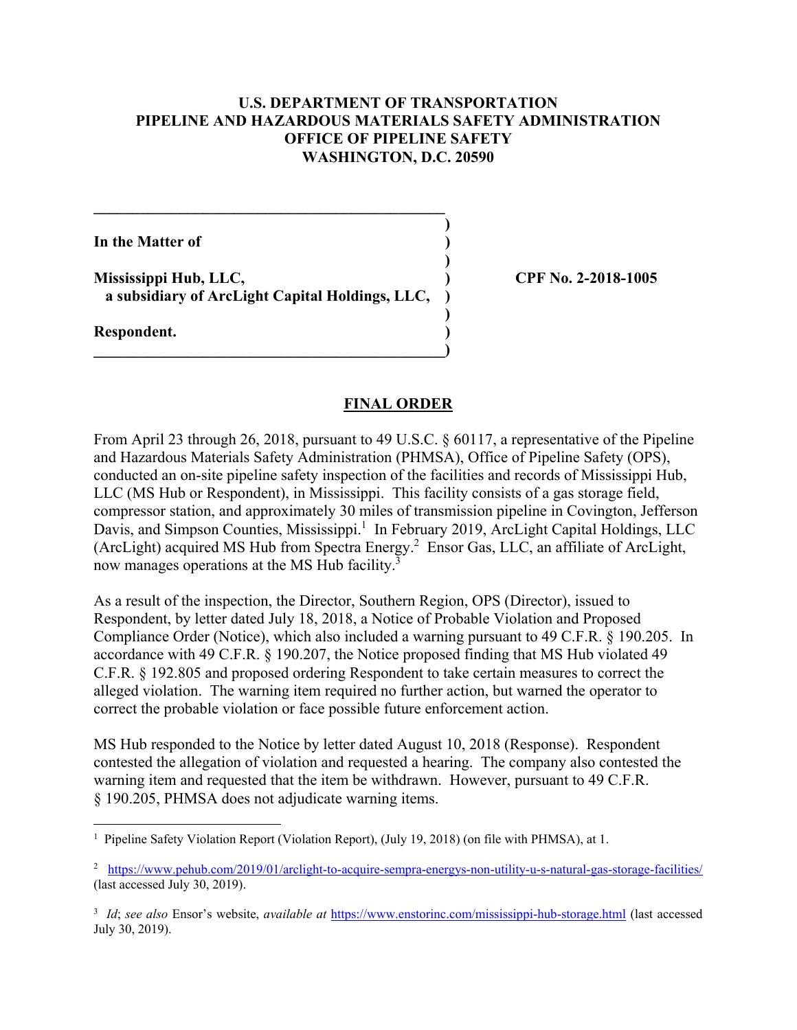**U.S. DEPARTMENT OF TRANSPORTATION**
**PIPELINE AND HAZARDOUS MATERIALS SAFETY ADMINISTRATION**
**OFFICE OF PIPELINE SAFETY**
**WASHINGTON, D.C. 20590**

| | |
|---|---|
| **In the Matter of** | |
| **Mississippi Hub, LLC,** a subsidiary of ArcLight Capital Holdings, LLC, | **CPF No. 2-2018-1005** |
| **Respondent.** | |

## FINAL ORDER

From April 23 through 26, 2018, pursuant to 49 U.S.C. § 60117, a representative of the Pipeline and Hazardous Materials Safety Administration (PHMSA), Office of Pipeline Safety (OPS), conducted an on-site pipeline safety inspection of the facilities and records of Mississippi Hub, LLC (MS Hub or Respondent), in Mississippi. This facility consists of a gas storage field, compressor station, and approximately 30 miles of transmission pipeline in Covington, Jefferson Davis, and Simpson Counties, Mississippi.[1] In February 2019, ArcLight Capital Holdings, LLC (ArcLight) acquired MS Hub from Spectra Energy.[2] Ensor Gas, LLC, an affiliate of ArcLight, now manages operations at the MS Hub facility.[3]

As a result of the inspection, the Director, Southern Region, OPS (Director), issued to Respondent, by letter dated July 18, 2018, a Notice of Probable Violation and Proposed Compliance Order (Notice), which also included a warning pursuant to 49 C.F.R. § 190.205. In accordance with 49 C.F.R. § 190.207, the Notice proposed finding that MS Hub violated 49 C.F.R. § 192.805 and proposed ordering Respondent to take certain measures to correct the alleged violation. The warning item required no further action, but warned the operator to correct the probable violation or face possible future enforcement action.

MS Hub responded to the Notice by letter dated August 10, 2018 (Response). Respondent contested the allegation of violation and requested a hearing. The company also contested the warning item and requested that the item be withdrawn. However, pursuant to 49 C.F.R. § 190.205, PHMSA does not adjudicate warning items.

---

[1] Pipeline Safety Violation Report (Violation Report), (July 19, 2018) (on file with PHMSA), at 1.

[2] https://www.pehub.com/2019/01/arclight-to-acquire-sempra-energys-non-utility-u-s-natural-gas-storage-facilities/ (last accessed July 30, 2019).

[3] *Id*; *see also* Ensor's website, *available at* https://www.enstorinc.com/mississippi-hub-storage.html (last accessed July 30, 2019).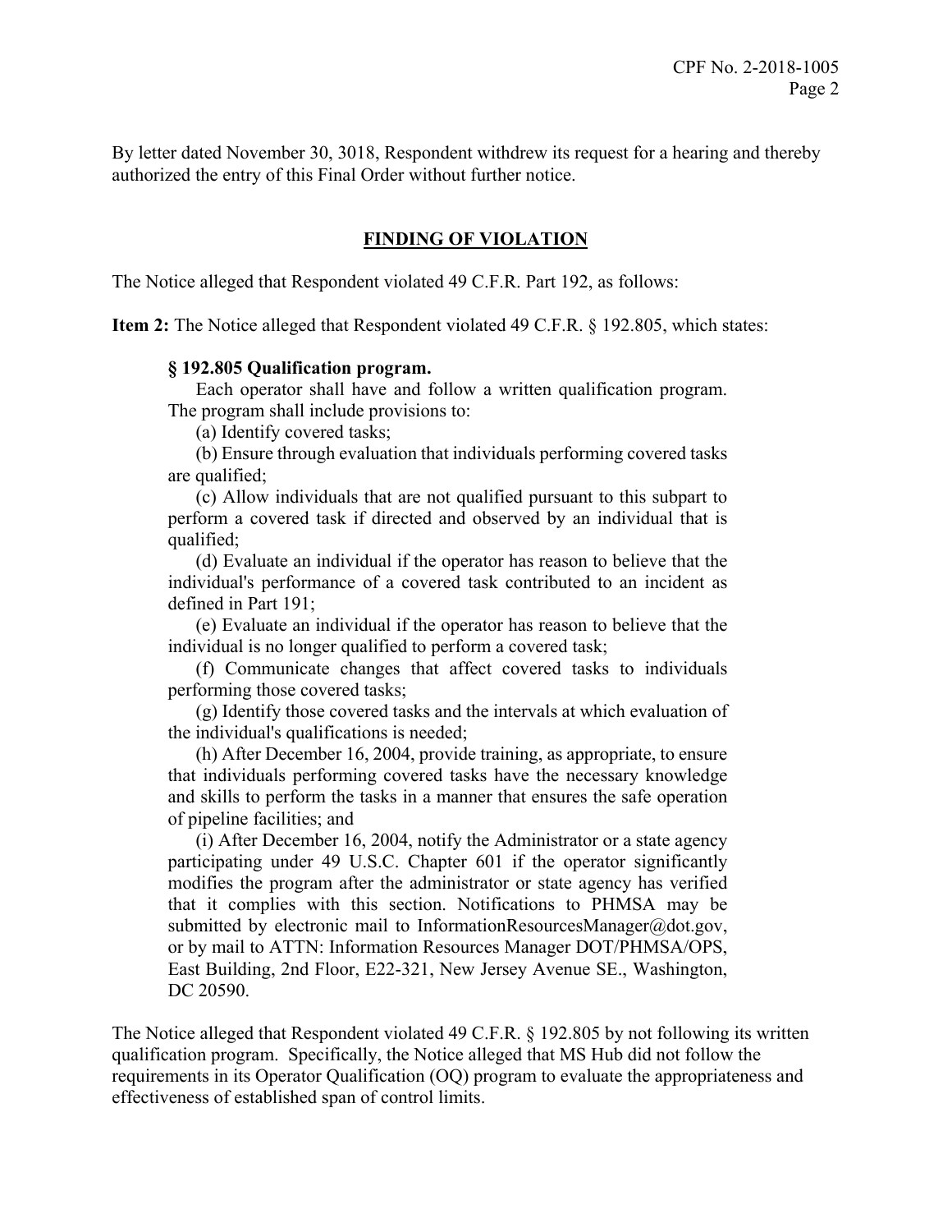By letter dated November 30, 3018, Respondent withdrew its request for a hearing and thereby authorized the entry of this Final Order without further notice.

## FINDING OF VIOLATION

The Notice alleged that Respondent violated 49 C.F.R. Part 192, as follows:

**Item 2:** The Notice alleged that Respondent violated 49 C.F.R. § 192.805, which states:

> **§ 192.805 Qualification program.**
>
> Each operator shall have and follow a written qualification program. The program shall include provisions to:
>
> (a) Identify covered tasks;
>
> (b) Ensure through evaluation that individuals performing covered tasks are qualified;
>
> (c) Allow individuals that are not qualified pursuant to this subpart to perform a covered task if directed and observed by an individual that is qualified;
>
> (d) Evaluate an individual if the operator has reason to believe that the individual's performance of a covered task contributed to an incident as defined in Part 191;
>
> (e) Evaluate an individual if the operator has reason to believe that the individual is no longer qualified to perform a covered task;
>
> (f) Communicate changes that affect covered tasks to individuals performing those covered tasks;
>
> (g) Identify those covered tasks and the intervals at which evaluation of the individual's qualifications is needed;
>
> (h) After December 16, 2004, provide training, as appropriate, to ensure that individuals performing covered tasks have the necessary knowledge and skills to perform the tasks in a manner that ensures the safe operation of pipeline facilities; and
>
> (i) After December 16, 2004, notify the Administrator or a state agency participating under 49 U.S.C. Chapter 601 if the operator significantly modifies the program after the administrator or state agency has verified that it complies with this section. Notifications to PHMSA may be submitted by electronic mail to InformationResourcesManager@dot.gov, or by mail to ATTN: Information Resources Manager DOT/PHMSA/OPS, East Building, 2nd Floor, E22-321, New Jersey Avenue SE., Washington, DC 20590.

The Notice alleged that Respondent violated 49 C.F.R. § 192.805 by not following its written qualification program. Specifically, the Notice alleged that MS Hub did not follow the requirements in its Operator Qualification (OQ) program to evaluate the appropriateness and effectiveness of established span of control limits.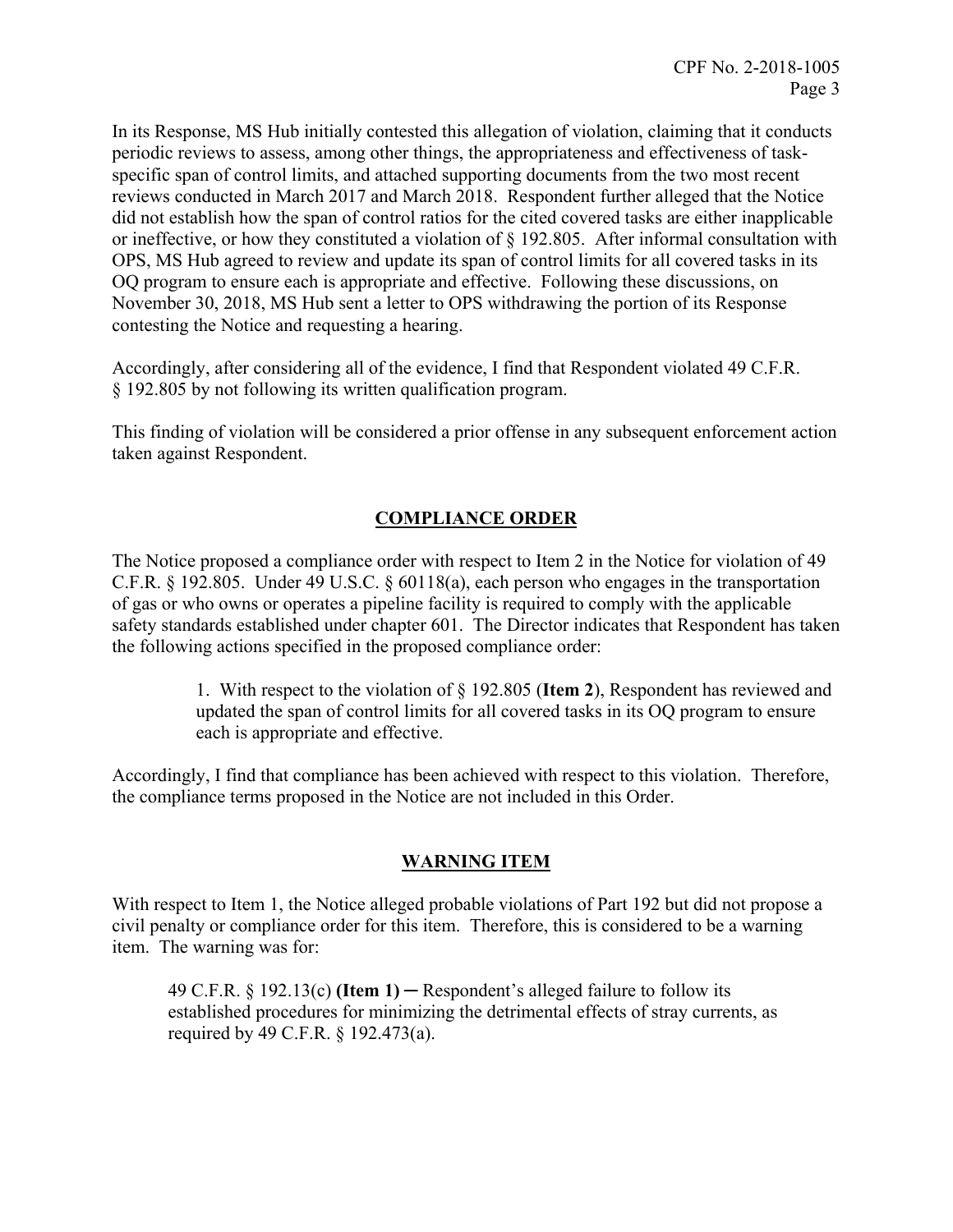In its Response, MS Hub initially contested this allegation of violation, claiming that it conducts periodic reviews to assess, among other things, the appropriateness and effectiveness of task-specific span of control limits, and attached supporting documents from the two most recent reviews conducted in March 2017 and March 2018. Respondent further alleged that the Notice did not establish how the span of control ratios for the cited covered tasks are either inapplicable or ineffective, or how they constituted a violation of § 192.805. After informal consultation with OPS, MS Hub agreed to review and update its span of control limits for all covered tasks in its OQ program to ensure each is appropriate and effective. Following these discussions, on November 30, 2018, MS Hub sent a letter to OPS withdrawing the portion of its Response contesting the Notice and requesting a hearing.

Accordingly, after considering all of the evidence, I find that Respondent violated 49 C.F.R. § 192.805 by not following its written qualification program.

This finding of violation will be considered a prior offense in any subsequent enforcement action taken against Respondent.

## COMPLIANCE ORDER

The Notice proposed a compliance order with respect to Item 2 in the Notice for violation of 49 C.F.R. § 192.805. Under 49 U.S.C. § 60118(a), each person who engages in the transportation of gas or who owns or operates a pipeline facility is required to comply with the applicable safety standards established under chapter 601. The Director indicates that Respondent has taken the following actions specified in the proposed compliance order:

> 1. With respect to the violation of § 192.805 (**Item 2**), Respondent has reviewed and updated the span of control limits for all covered tasks in its OQ program to ensure each is appropriate and effective.

Accordingly, I find that compliance has been achieved with respect to this violation. Therefore, the compliance terms proposed in the Notice are not included in this Order.

## WARNING ITEM

With respect to Item 1, the Notice alleged probable violations of Part 192 but did not propose a civil penalty or compliance order for this item. Therefore, this is considered to be a warning item. The warning was for:

> 49 C.F.R. § 192.13(c) **(Item 1)** ─ Respondent's alleged failure to follow its established procedures for minimizing the detrimental effects of stray currents, as required by 49 C.F.R. § 192.473(a).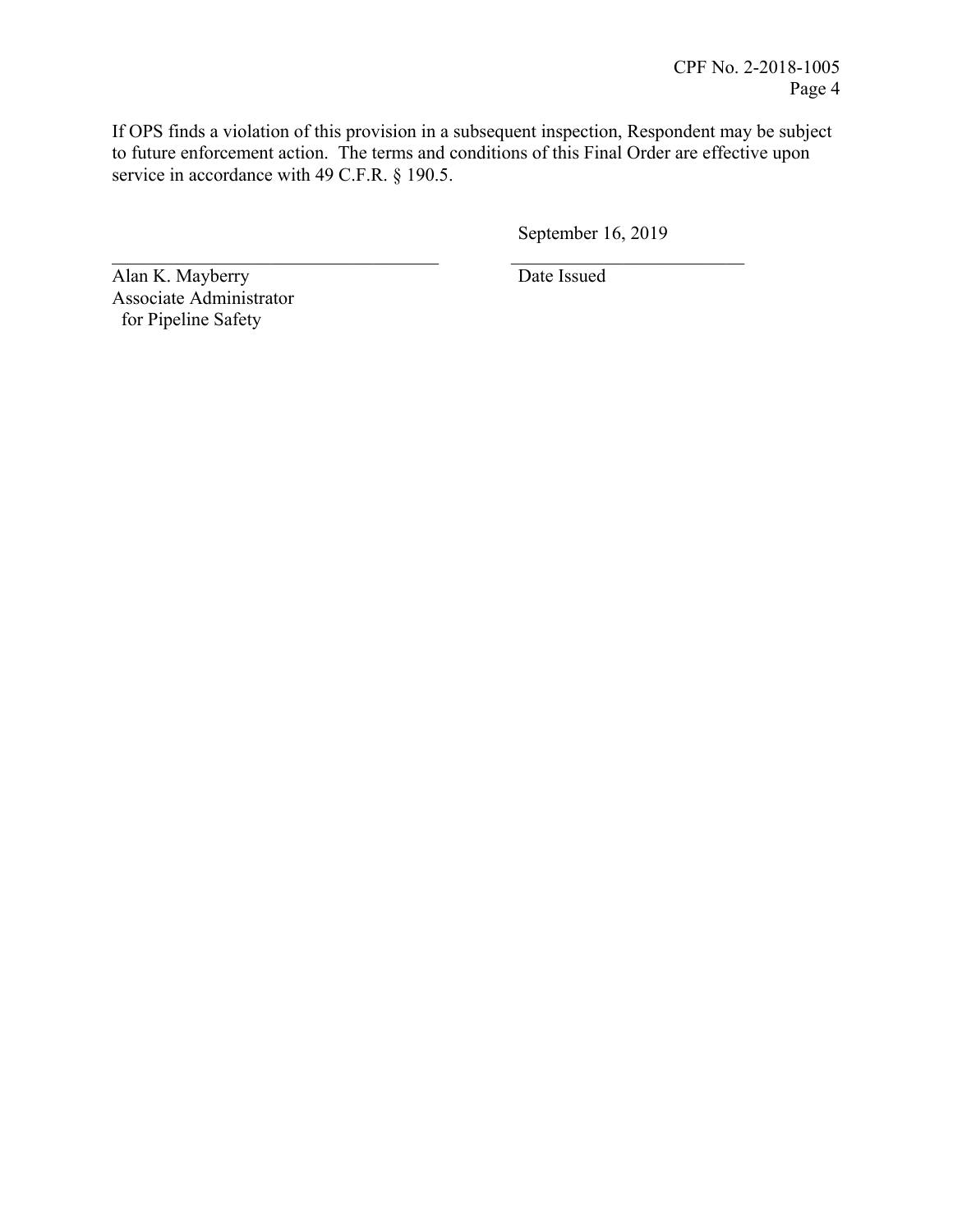If OPS finds a violation of this provision in a subsequent inspection, Respondent may be subject to future enforcement action. The terms and conditions of this Final Order are effective upon service in accordance with 49 C.F.R. § 190.5.

September 16, 2019

___________________________________ ___________________________

Alan K. Mayberry
Associate Administrator
for Pipeline Safety

Date Issued